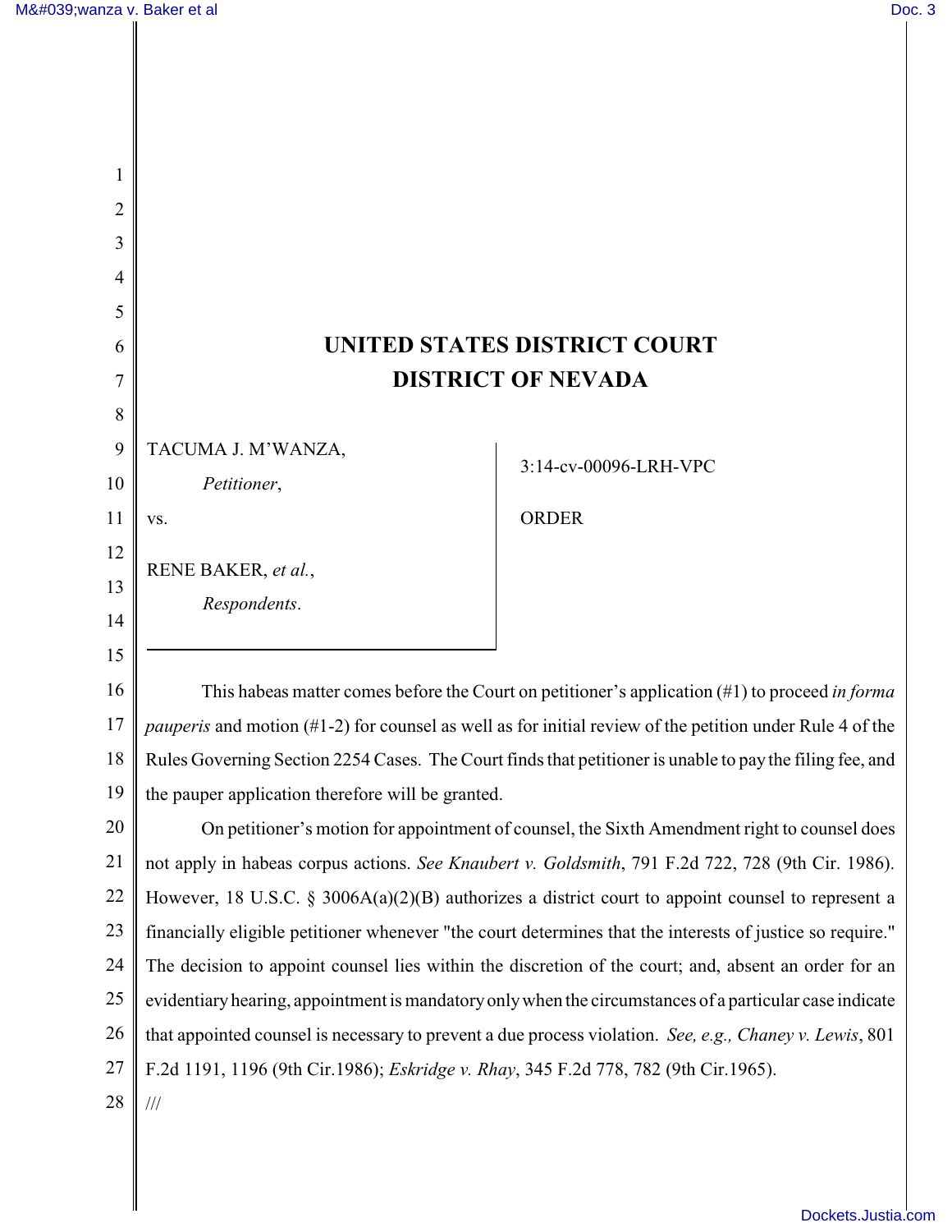# UNITED STATES DISTRICT COURT
# DISTRICT OF NEVADA

| | |
|---|---|
| TACUMA J. M'WANZA, *Petitioner*, vs. RENE BAKER, *et al.*, *Respondents*. | 3:14-cv-00096-LRH-VPC<br><br>ORDER |

This habeas matter comes before the Court on petitioner's application (#1) to proceed *in forma pauperis* and motion (#1-2) for counsel as well as for initial review of the petition under Rule 4 of the Rules Governing Section 2254 Cases. The Court finds that petitioner is unable to pay the filing fee, and the pauper application therefore will be granted.

On petitioner's motion for appointment of counsel, the Sixth Amendment right to counsel does not apply in habeas corpus actions. *See Knaubert v. Goldsmith*, 791 F.2d 722, 728 (9th Cir. 1986). However, 18 U.S.C. § 3006A(a)(2)(B) authorizes a district court to appoint counsel to represent a financially eligible petitioner whenever "the court determines that the interests of justice so require." The decision to appoint counsel lies within the discretion of the court; and, absent an order for an evidentiary hearing, appointment is mandatory only when the circumstances of a particular case indicate that appointed counsel is necessary to prevent a due process violation. *See, e.g., Chaney v. Lewis*, 801 F.2d 1191, 1196 (9th Cir.1986); *Eskridge v. Rhay*, 345 F.2d 778, 782 (9th Cir.1965).

///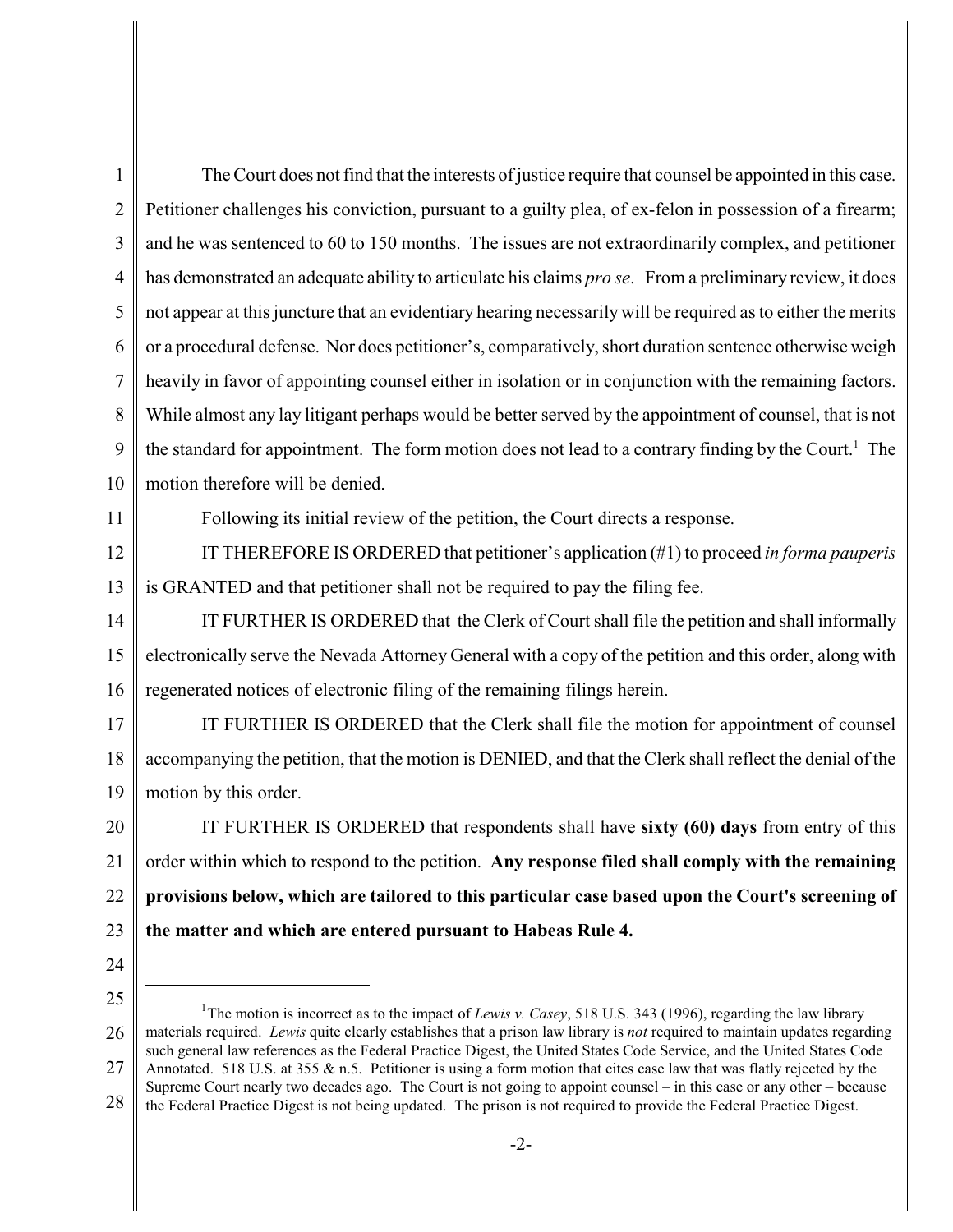The Court does not find that the interests of justice require that counsel be appointed in this case. Petitioner challenges his conviction, pursuant to a guilty plea, of ex-felon in possession of a firearm; and he was sentenced to 60 to 150 months. The issues are not extraordinarily complex, and petitioner has demonstrated an adequate ability to articulate his claims *pro se*. From a preliminary review, it does not appear at this juncture that an evidentiary hearing necessarily will be required as to either the merits or a procedural defense. Nor does petitioner's, comparatively, short duration sentence otherwise weigh heavily in favor of appointing counsel either in isolation or in conjunction with the remaining factors. While almost any lay litigant perhaps would be better served by the appointment of counsel, that is not the standard for appointment. The form motion does not lead to a contrary finding by the Court.[1] The motion therefore will be denied.

Following its initial review of the petition, the Court directs a response.

IT THEREFORE IS ORDERED that petitioner's application (#1) to proceed *in forma pauperis* is GRANTED and that petitioner shall not be required to pay the filing fee.

IT FURTHER IS ORDERED that the Clerk of Court shall file the petition and shall informally electronically serve the Nevada Attorney General with a copy of the petition and this order, along with regenerated notices of electronic filing of the remaining filings herein.

IT FURTHER IS ORDERED that the Clerk shall file the motion for appointment of counsel accompanying the petition, that the motion is DENIED, and that the Clerk shall reflect the denial of the motion by this order.

IT FURTHER IS ORDERED that respondents shall have **sixty (60) days** from entry of this order within which to respond to the petition. **Any response filed shall comply with the remaining provisions below, which are tailored to this particular case based upon the Court's screening of the matter and which are entered pursuant to Habeas Rule 4.**

---

[1] The motion is incorrect as to the impact of *Lewis v. Casey*, 518 U.S. 343 (1996), regarding the law library materials required. *Lewis* quite clearly establishes that a prison law library is *not* required to maintain updates regarding such general law references as the Federal Practice Digest, the United States Code Service, and the United States Code Annotated. 518 U.S. at 355 & n.5. Petitioner is using a form motion that cites case law that was flatly rejected by the Supreme Court nearly two decades ago. The Court is not going to appoint counsel – in this case or any other – because the Federal Practice Digest is not being updated. The prison is not required to provide the Federal Practice Digest.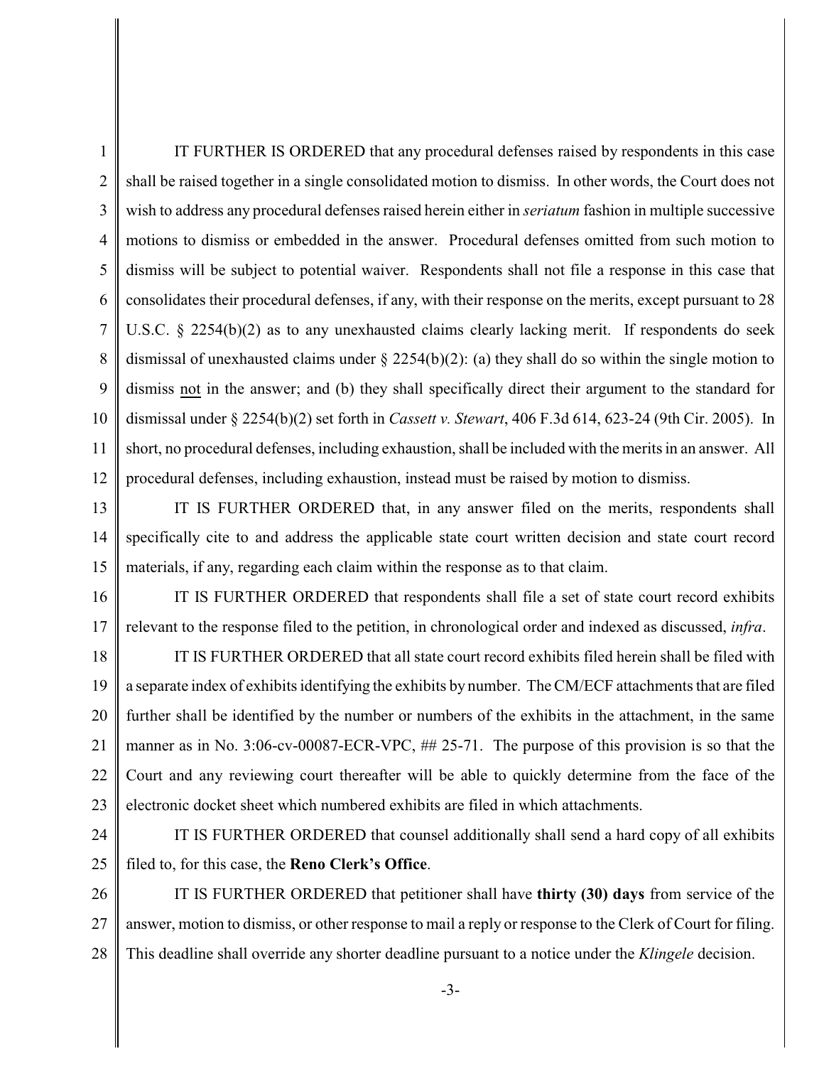IT FURTHER IS ORDERED that any procedural defenses raised by respondents in this case shall be raised together in a single consolidated motion to dismiss. In other words, the Court does not wish to address any procedural defenses raised herein either in *seriatum* fashion in multiple successive motions to dismiss or embedded in the answer. Procedural defenses omitted from such motion to dismiss will be subject to potential waiver. Respondents shall not file a response in this case that consolidates their procedural defenses, if any, with their response on the merits, except pursuant to 28 U.S.C. § 2254(b)(2) as to any unexhausted claims clearly lacking merit. If respondents do seek dismissal of unexhausted claims under § 2254(b)(2): (a) they shall do so within the single motion to dismiss not in the answer; and (b) they shall specifically direct their argument to the standard for dismissal under § 2254(b)(2) set forth in *Cassett v. Stewart*, 406 F.3d 614, 623-24 (9th Cir. 2005). In short, no procedural defenses, including exhaustion, shall be included with the merits in an answer. All procedural defenses, including exhaustion, instead must be raised by motion to dismiss.

IT IS FURTHER ORDERED that, in any answer filed on the merits, respondents shall specifically cite to and address the applicable state court written decision and state court record materials, if any, regarding each claim within the response as to that claim.

IT IS FURTHER ORDERED that respondents shall file a set of state court record exhibits relevant to the response filed to the petition, in chronological order and indexed as discussed, *infra*.

IT IS FURTHER ORDERED that all state court record exhibits filed herein shall be filed with a separate index of exhibits identifying the exhibits by number. The CM/ECF attachments that are filed further shall be identified by the number or numbers of the exhibits in the attachment, in the same manner as in No. 3:06-cv-00087-ECR-VPC, ## 25-71. The purpose of this provision is so that the Court and any reviewing court thereafter will be able to quickly determine from the face of the electronic docket sheet which numbered exhibits are filed in which attachments.

IT IS FURTHER ORDERED that counsel additionally shall send a hard copy of all exhibits filed to, for this case, the **Reno Clerk's Office**.

IT IS FURTHER ORDERED that petitioner shall have **thirty (30) days** from service of the answer, motion to dismiss, or other response to mail a reply or response to the Clerk of Court for filing. This deadline shall override any shorter deadline pursuant to a notice under the *Klingele* decision.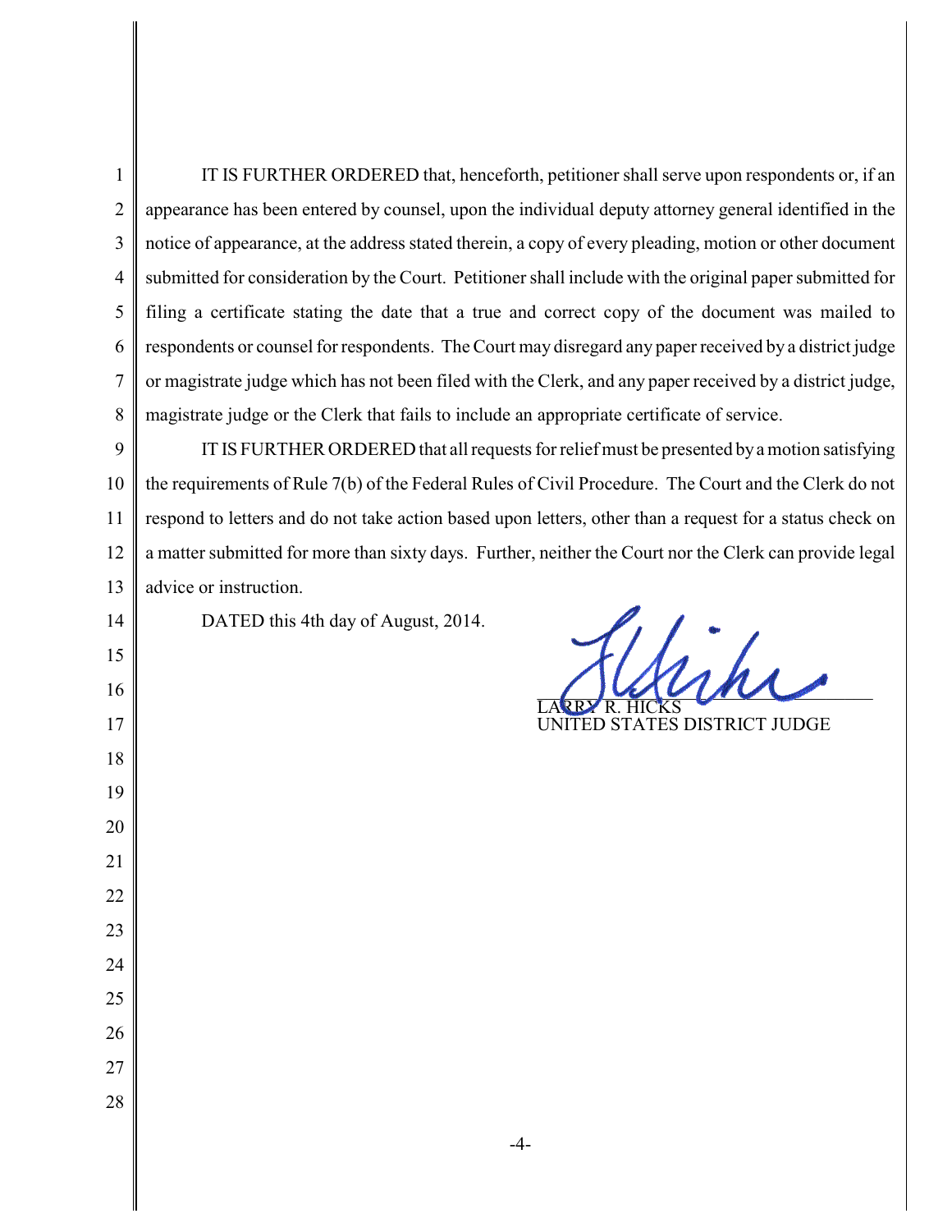IT IS FURTHER ORDERED that, henceforth, petitioner shall serve upon respondents or, if an appearance has been entered by counsel, upon the individual deputy attorney general identified in the notice of appearance, at the address stated therein, a copy of every pleading, motion or other document submitted for consideration by the Court. Petitioner shall include with the original paper submitted for filing a certificate stating the date that a true and correct copy of the document was mailed to respondents or counsel for respondents. The Court may disregard any paper received by a district judge or magistrate judge which has not been filed with the Clerk, and any paper received by a district judge, magistrate judge or the Clerk that fails to include an appropriate certificate of service.

IT IS FURTHER ORDERED that all requests for relief must be presented by a motion satisfying the requirements of Rule 7(b) of the Federal Rules of Civil Procedure. The Court and the Clerk do not respond to letters and do not take action based upon letters, other than a request for a status check on a matter submitted for more than sixty days. Further, neither the Court nor the Clerk can provide legal advice or instruction.

DATED this 4th day of August, 2014.

LARRY R. HICKS
UNITED STATES DISTRICT JUDGE